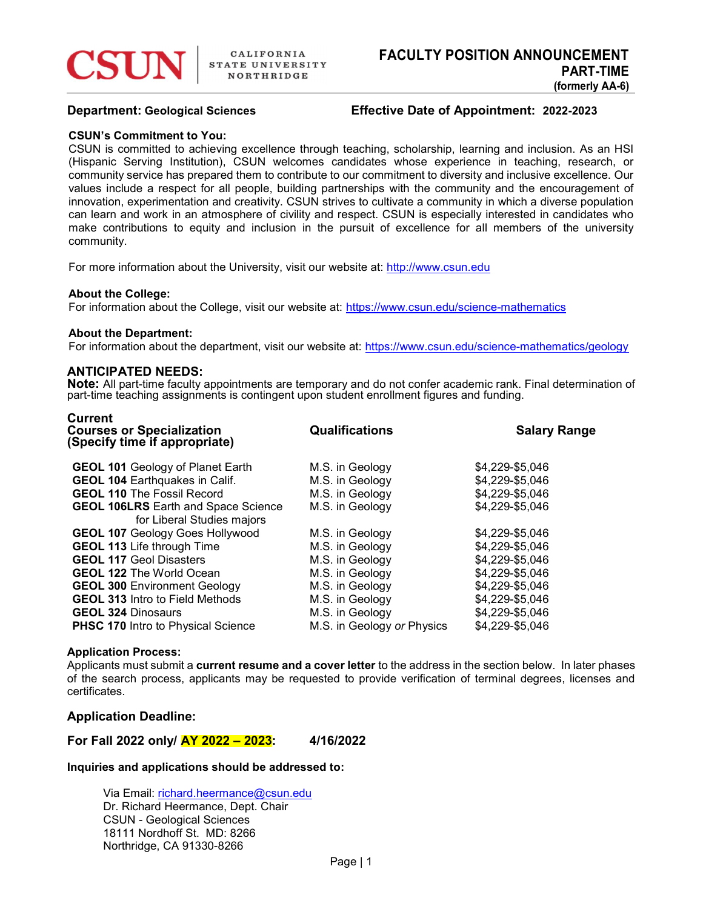**CSUN** | CALIFORNIA STATE UNIVERSITY NORTHRIDGE

# FACULTY POSITION ANNOUNCEMENT
## PART-TIME
**(formerly AA-6)**

**Department: Geological Sciences** | **Effective Date of Appointment: 2022-2023**

**CSUN's Commitment to You:**
CSUN is committed to achieving excellence through teaching, scholarship, learning and inclusion. As an HSI (Hispanic Serving Institution), CSUN welcomes candidates whose experience in teaching, research, or community service has prepared them to contribute to our commitment to diversity and inclusive excellence. Our values include a respect for all people, building partnerships with the community and the encouragement of innovation, experimentation and creativity. CSUN strives to cultivate a community in which a diverse population can learn and work in an atmosphere of civility and respect. CSUN is especially interested in candidates who make contributions to equity and inclusion in the pursuit of excellence for all members of the university community.

For more information about the University, visit our website at: http://www.csun.edu

**About the College:**
For information about the College, visit our website at: https://www.csun.edu/science-mathematics

**About the Department:**
For information about the department, visit our website at: https://www.csun.edu/science-mathematics/geology

## ANTICIPATED NEEDS:
**Note:** All part-time faculty appointments are temporary and do not confer academic rank. Final determination of part-time teaching assignments is contingent upon student enrollment figures and funding.

| Current Courses or Specialization (Specify time if appropriate) | Qualifications | Salary Range |
|---|---|---|
| **GEOL 101** Geology of Planet Earth | M.S. in Geology | $4,229-$5,046 |
| **GEOL 104** Earthquakes in Calif. | M.S. in Geology | $4,229-$5,046 |
| **GEOL 110** The Fossil Record | M.S. in Geology | $4,229-$5,046 |
| **GEOL 106LRS** Earth and Space Science for Liberal Studies majors | M.S. in Geology | $4,229-$5,046 |
| **GEOL 107** Geology Goes Hollywood | M.S. in Geology | $4,229-$5,046 |
| **GEOL 113** Life through Time | M.S. in Geology | $4,229-$5,046 |
| **GEOL 117** Geol Disasters | M.S. in Geology | $4,229-$5,046 |
| **GEOL 122** The World Ocean | M.S. in Geology | $4,229-$5,046 |
| **GEOL 300** Environment Geology | M.S. in Geology | $4,229-$5,046 |
| **GEOL 313** Intro to Field Methods | M.S. in Geology | $4,229-$5,046 |
| **GEOL 324** Dinosaurs | M.S. in Geology | $4,229-$5,046 |
| **PHSC 170** Intro to Physical Science | M.S. in Geology *or* Physics | $4,229-$5,046 |

**Application Process:**
Applicants must submit a **current resume and a cover letter** to the address in the section below. In later phases of the search process, applicants may be requested to provide verification of terminal degrees, licenses and certificates.

**Application Deadline:**

**For Fall 2022 only/ AY 2022 – 2023: 4/16/2022**

**Inquiries and applications should be addressed to:**

Via Email: richard.heermance@csun.edu
Dr. Richard Heermance, Dept. Chair
CSUN - Geological Sciences
18111 Nordhoff St. MD: 8266
Northridge, CA 91330-8266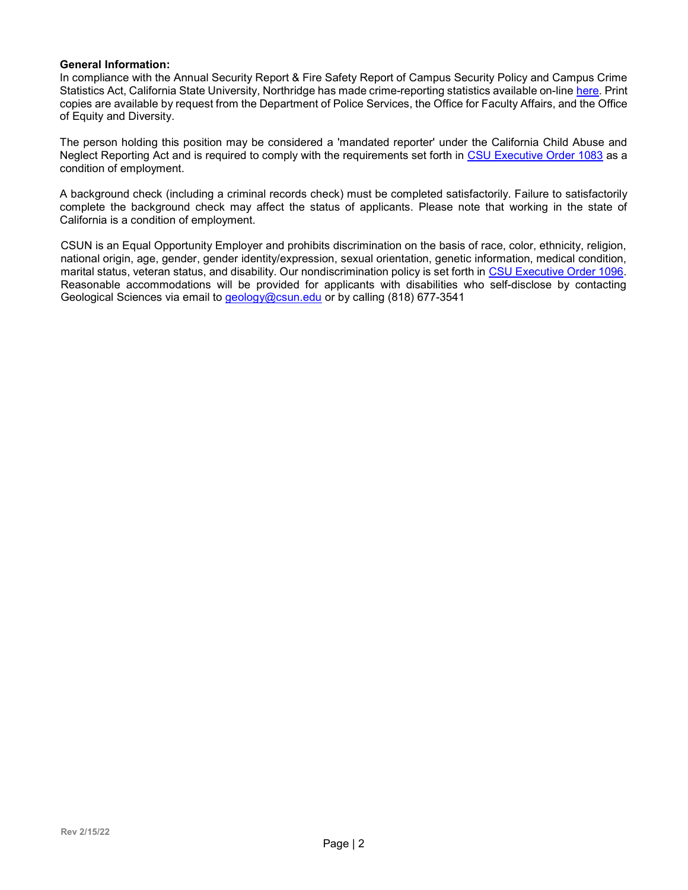**General Information:**
In compliance with the Annual Security Report & Fire Safety Report of Campus Security Policy and Campus Crime Statistics Act, California State University, Northridge has made crime-reporting statistics available on-line here. Print copies are available by request from the Department of Police Services, the Office for Faculty Affairs, and the Office of Equity and Diversity.

The person holding this position may be considered a 'mandated reporter' under the California Child Abuse and Neglect Reporting Act and is required to comply with the requirements set forth in CSU Executive Order 1083 as a condition of employment.

A background check (including a criminal records check) must be completed satisfactorily. Failure to satisfactorily complete the background check may affect the status of applicants. Please note that working in the state of California is a condition of employment.

CSUN is an Equal Opportunity Employer and prohibits discrimination on the basis of race, color, ethnicity, religion, national origin, age, gender, gender identity/expression, sexual orientation, genetic information, medical condition, marital status, veteran status, and disability. Our nondiscrimination policy is set forth in CSU Executive Order 1096. Reasonable accommodations will be provided for applicants with disabilities who self-disclose by contacting Geological Sciences via email to geology@csun.edu or by calling (818) 677-3541

Rev 2/15/22